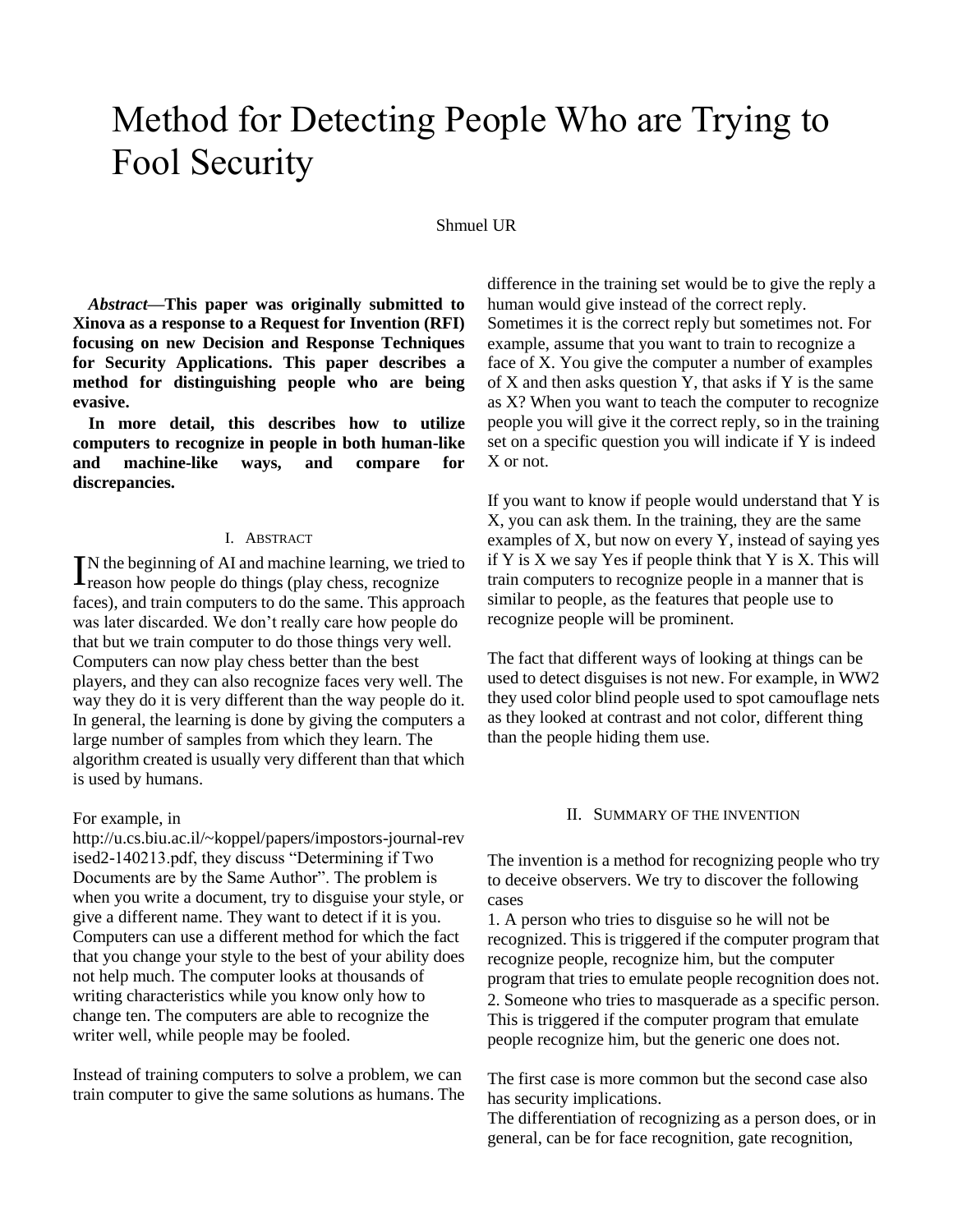# Method for Detecting People Who are Trying to Fool Security

Shmuel UR

***Abstract*—This paper was originally submitted to Xinova as a response to a Request for Invention (RFI) focusing on new Decision and Response Techniques for Security Applications. This paper describes a method for distinguishing people who are being evasive.**

**In more detail, this describes how to utilize computers to recognize in people in both human-like and machine-like ways, and compare for discrepancies.**

## I. Abstract

IN the beginning of AI and machine learning, we tried to reason how people do things (play chess, recognize faces), and train computers to do the same. This approach was later discarded. We don't really care how people do that but we train computer to do those things very well. Computers can now play chess better than the best players, and they can also recognize faces very well. The way they do it is very different than the way people do it. In general, the learning is done by giving the computers a large number of samples from which they learn. The algorithm created is usually very different than that which is used by humans.

For example, in http://u.cs.biu.ac.il/~koppel/papers/impostors-journal-revised2-140213.pdf, they discuss "Determining if Two Documents are by the Same Author". The problem is when you write a document, try to disguise your style, or give a different name. They want to detect if it is you. Computers can use a different method for which the fact that you change your style to the best of your ability does not help much. The computer looks at thousands of writing characteristics while you know only how to change ten. The computers are able to recognize the writer well, while people may be fooled.

Instead of training computers to solve a problem, we can train computer to give the same solutions as humans. The difference in the training set would be to give the reply a human would give instead of the correct reply. Sometimes it is the correct reply but sometimes not. For example, assume that you want to train to recognize a face of X. You give the computer a number of examples of X and then asks question Y, that asks if Y is the same as X? When you want to teach the computer to recognize people you will give it the correct reply, so in the training set on a specific question you will indicate if Y is indeed X or not.

If you want to know if people would understand that Y is X, you can ask them. In the training, they are the same examples of X, but now on every Y, instead of saying yes if Y is X we say Yes if people think that Y is X. This will train computers to recognize people in a manner that is similar to people, as the features that people use to recognize people will be prominent.

The fact that different ways of looking at things can be used to detect disguises is not new. For example, in WW2 they used color blind people used to spot camouflage nets as they looked at contrast and not color, different thing than the people hiding them use.

## II. Summary of the Invention

The invention is a method for recognizing people who try to deceive observers. We try to discover the following cases

1. A person who tries to disguise so he will not be recognized. This is triggered if the computer program that recognize people, recognize him, but the computer program that tries to emulate people recognition does not.
2. Someone who tries to masquerade as a specific person. This is triggered if the computer program that emulate people recognize him, but the generic one does not.

The first case is more common but the second case also has security implications.

The differentiation of recognizing as a person does, or in general, can be for face recognition, gate recognition,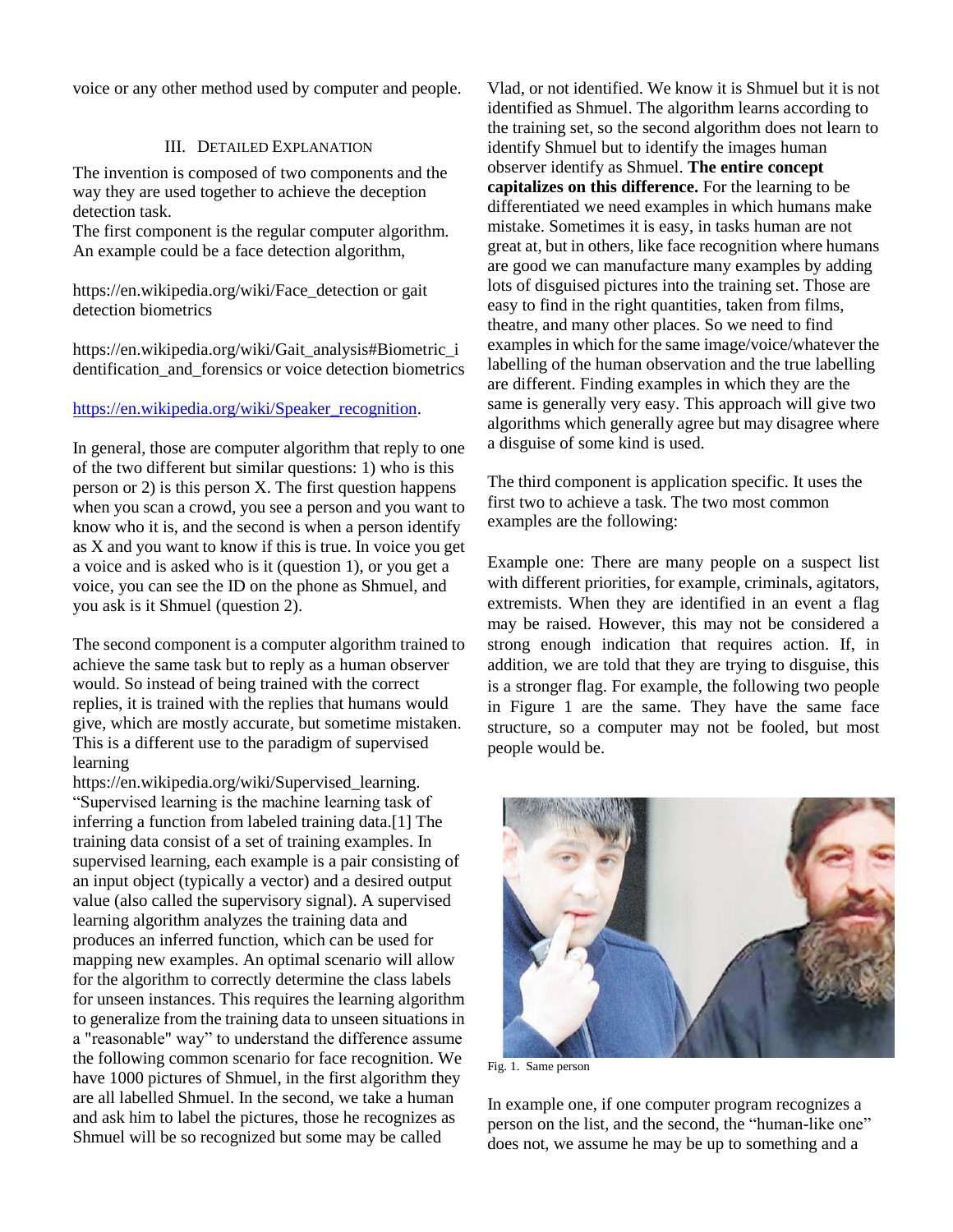voice or any other method used by computer and people.

## III. Detailed Explanation

The invention is composed of two components and the way they are used together to achieve the deception detection task.

The first component is the regular computer algorithm. An example could be a face detection algorithm,

https://en.wikipedia.org/wiki/Face_detection or gait detection biometrics

https://en.wikipedia.org/wiki/Gait_analysis#Biometric_identification_and_forensics or voice detection biometrics

https://en.wikipedia.org/wiki/Speaker_recognition.

In general, those are computer algorithm that reply to one of the two different but similar questions: 1) who is this person or 2) is this person X. The first question happens when you scan a crowd, you see a person and you want to know who it is, and the second is when a person identify as X and you want to know if this is true. In voice you get a voice and is asked who is it (question 1), or you get a voice, you can see the ID on the phone as Shmuel, and you ask is it Shmuel (question 2).

The second component is a computer algorithm trained to achieve the same task but to reply as a human observer would. So instead of being trained with the correct replies, it is trained with the replies that humans would give, which are mostly accurate, but sometime mistaken. This is a different use to the paradigm of supervised learning https://en.wikipedia.org/wiki/Supervised_learning. "Supervised learning is the machine learning task of inferring a function from labeled training data.[1] The training data consist of a set of training examples. In supervised learning, each example is a pair consisting of an input object (typically a vector) and a desired output value (also called the supervisory signal). A supervised learning algorithm analyzes the training data and produces an inferred function, which can be used for mapping new examples. An optimal scenario will allow for the algorithm to correctly determine the class labels for unseen instances. This requires the learning algorithm to generalize from the training data to unseen situations in a "reasonable" way" to understand the difference assume the following common scenario for face recognition. We have 1000 pictures of Shmuel, in the first algorithm they are all labelled Shmuel. In the second, we take a human and ask him to label the pictures, those he recognizes as Shmuel will be so recognized but some may be called Vlad, or not identified. We know it is Shmuel but it is not identified as Shmuel. The algorithm learns according to the training set, so the second algorithm does not learn to identify Shmuel but to identify the images human observer identify as Shmuel. **The entire concept capitalizes on this difference.** For the learning to be differentiated we need examples in which humans make mistake. Sometimes it is easy, in tasks human are not great at, but in others, like face recognition where humans are good we can manufacture many examples by adding lots of disguised pictures into the training set. Those are easy to find in the right quantities, taken from films, theatre, and many other places. So we need to find examples in which for the same image/voice/whatever the labelling of the human observation and the true labelling are different. Finding examples in which they are the same is generally very easy. This approach will give two algorithms which generally agree but may disagree where a disguise of some kind is used.

The third component is application specific. It uses the first two to achieve a task. The two most common examples are the following:

Example one: There are many people on a suspect list with different priorities, for example, criminals, agitators, extremists. When they are identified in an event a flag may be raised. However, this may not be considered a strong enough indication that requires action. If, in addition, we are told that they are trying to disguise, this is a stronger flag. For example, the following two people in Figure 1 are the same. They have the same face structure, so a computer may not be fooled, but most people would be.

Fig. 1. Same person

In example one, if one computer program recognizes a person on the list, and the second, the "human-like one" does not, we assume he may be up to something and a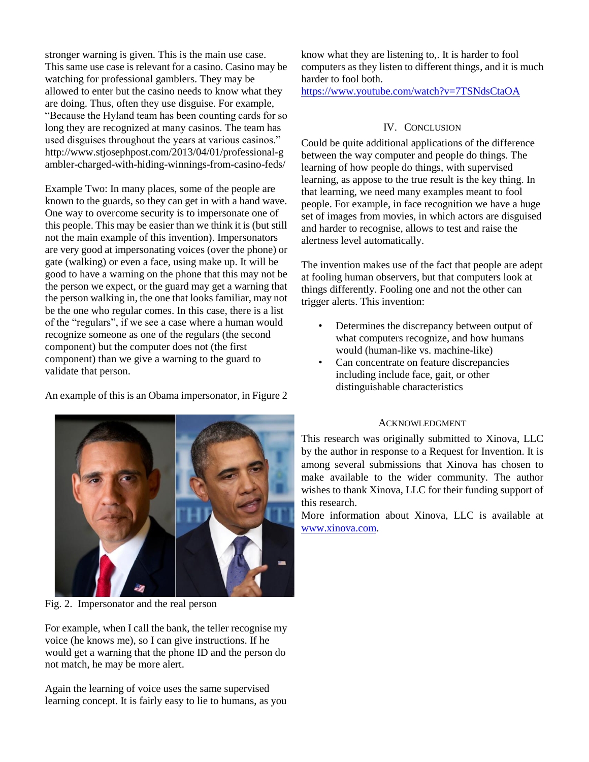stronger warning is given. This is the main use case. This same use case is relevant for a casino. Casino may be watching for professional gamblers. They may be allowed to enter but the casino needs to know what they are doing. Thus, often they use disguise. For example, "Because the Hyland team has been counting cards for so long they are recognized at many casinos. The team has used disguises throughout the years at various casinos." http://www.stjosephpost.com/2013/04/01/professional-gambler-charged-with-hiding-winnings-from-casino-feds/

Example Two: In many places, some of the people are known to the guards, so they can get in with a hand wave. One way to overcome security is to impersonate one of this people. This may be easier than we think it is (but still not the main example of this invention). Impersonators are very good at impersonating voices (over the phone) or gate (walking) or even a face, using make up. It will be good to have a warning on the phone that this may not be the person we expect, or the guard may get a warning that the person walking in, the one that looks familiar, may not be the one who regular comes. In this case, there is a list of the "regulars", if we see a case where a human would recognize someone as one of the regulars (the second component) but the computer does not (the first component) than we give a warning to the guard to validate that person.

An example of this is an Obama impersonator, in Figure 2

Fig. 2. Impersonator and the real person

For example, when I call the bank, the teller recognise my voice (he knows me), so I can give instructions. If he would get a warning that the phone ID and the person do not match, he may be more alert.

Again the learning of voice uses the same supervised learning concept. It is fairly easy to lie to humans, as you know what they are listening to,. It is harder to fool computers as they listen to different things, and it is much harder to fool both.
https://www.youtube.com/watch?v=7TSNdsCtaOA

## IV. Conclusion

Could be quite additional applications of the difference between the way computer and people do things. The learning of how people do things, with supervised learning, as appose to the true result is the key thing. In that learning, we need many examples meant to fool people. For example, in face recognition we have a huge set of images from movies, in which actors are disguised and harder to recognise, allows to test and raise the alertness level automatically.

The invention makes use of the fact that people are adept at fooling human observers, but that computers look at things differently. Fooling one and not the other can trigger alerts. This invention:

- Determines the discrepancy between output of what computers recognize, and how humans would (human-like vs. machine-like)
- Can concentrate on feature discrepancies including include face, gait, or other distinguishable characteristics

## Acknowledgment

This research was originally submitted to Xinova, LLC by the author in response to a Request for Invention. It is among several submissions that Xinova has chosen to make available to the wider community. The author wishes to thank Xinova, LLC for their funding support of this research.
More information about Xinova, LLC is available at www.xinova.com.